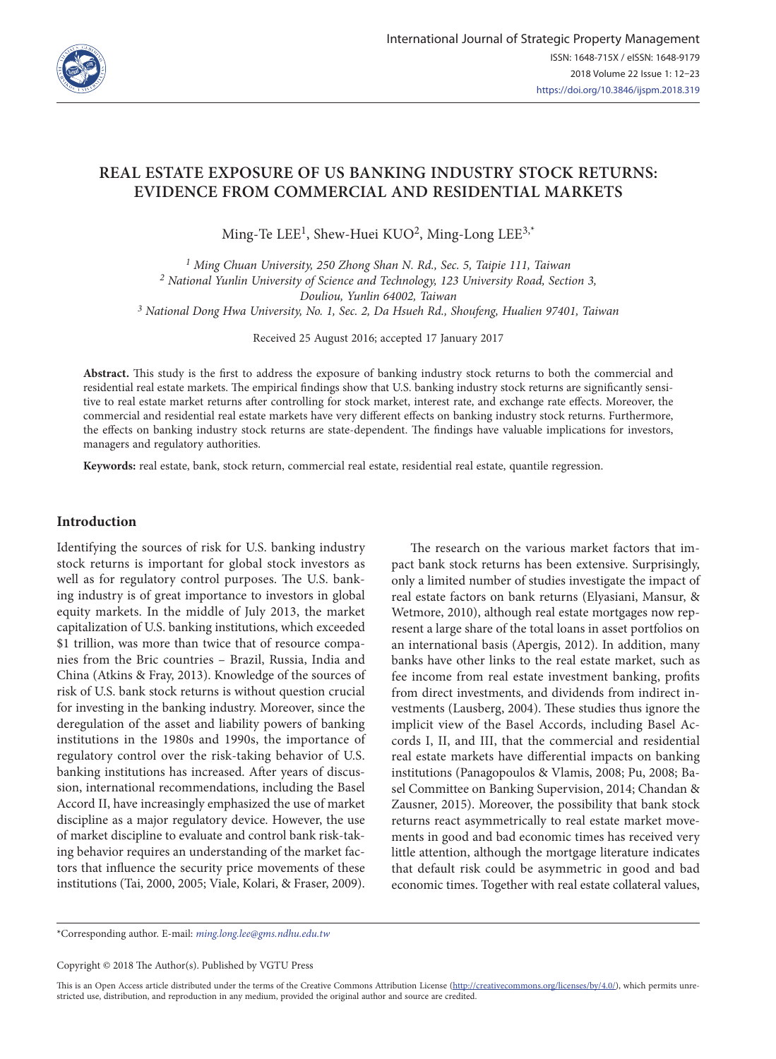# REAL ESTATE EXPOSURE OF US BANKING INDUSTRY STOCK RETURNS: EVIDENCE FROM COMMERCIAL AND RESIDENTIAL MARKETS

Ming-Te LEE[1], Shew-Huei KUO[2], Ming-Long LEE[3,*]

[1] *Ming Chuan University, 250 Zhong Shan N. Rd., Sec. 5, Taipie 111, Taiwan*
[2] *National Yunlin University of Science and Technology, 123 University Road, Section 3, Douliou, Yunlin 64002, Taiwan*
[3] *National Dong Hwa University, No. 1, Sec. 2, Da Hsueh Rd., Shoufeng, Hualien 97401, Taiwan*

Received 25 August 2016; accepted 17 January 2017

**Abstract.** This study is the first to address the exposure of banking industry stock returns to both the commercial and residential real estate markets. The empirical findings show that U.S. banking industry stock returns are significantly sensitive to real estate market returns after controlling for stock market, interest rate, and exchange rate effects. Moreover, the commercial and residential real estate markets have very different effects on banking industry stock returns. Furthermore, the effects on banking industry stock returns are state-dependent. The findings have valuable implications for investors, managers and regulatory authorities.

**Keywords:** real estate, bank, stock return, commercial real estate, residential real estate, quantile regression.

## Introduction

Identifying the sources of risk for U.S. banking industry stock returns is important for global stock investors as well as for regulatory control purposes. The U.S. banking industry is of great importance to investors in global equity markets. In the middle of July 2013, the market capitalization of U.S. banking institutions, which exceeded \$1 trillion, was more than twice that of resource companies from the Bric countries – Brazil, Russia, India and China (Atkins & Fray, 2013). Knowledge of the sources of risk of U.S. bank stock returns is without question crucial for investing in the banking industry. Moreover, since the deregulation of the asset and liability powers of banking institutions in the 1980s and 1990s, the importance of regulatory control over the risk-taking behavior of U.S. banking institutions has increased. After years of discussion, international recommendations, including the Basel Accord II, have increasingly emphasized the use of market discipline as a major regulatory device. However, the use of market discipline to evaluate and control bank risk-taking behavior requires an understanding of the market factors that influence the security price movements of these institutions (Tai, 2000, 2005; Viale, Kolari, & Fraser, 2009).

The research on the various market factors that impact bank stock returns has been extensive. Surprisingly, only a limited number of studies investigate the impact of real estate factors on bank returns (Elyasiani, Mansur, & Wetmore, 2010), although real estate mortgages now represent a large share of the total loans in asset portfolios on an international basis (Apergis, 2012). In addition, many banks have other links to the real estate market, such as fee income from real estate investment banking, profits from direct investments, and dividends from indirect investments (Lausberg, 2004). These studies thus ignore the implicit view of the Basel Accords, including Basel Accords I, II, and III, that the commercial and residential real estate markets have differential impacts on banking institutions (Panagopoulos & Vlamis, 2008; Pu, 2008; Basel Committee on Banking Supervision, 2014; Chandan & Zausner, 2015). Moreover, the possibility that bank stock returns react asymmetrically to real estate market movements in good and bad economic times has received very little attention, although the mortgage literature indicates that default risk could be asymmetric in good and bad economic times. Together with real estate collateral values,

*Corresponding author. E-mail: *ming.long.lee@gms.ndhu.edu.tw*

Copyright © 2018 The Author(s). Published by VGTU Press

This is an Open Access article distributed under the terms of the Creative Commons Attribution License (http://creativecommons.org/licenses/by/4.0/), which permits unrestricted use, distribution, and reproduction in any medium, provided the original author and source are credited.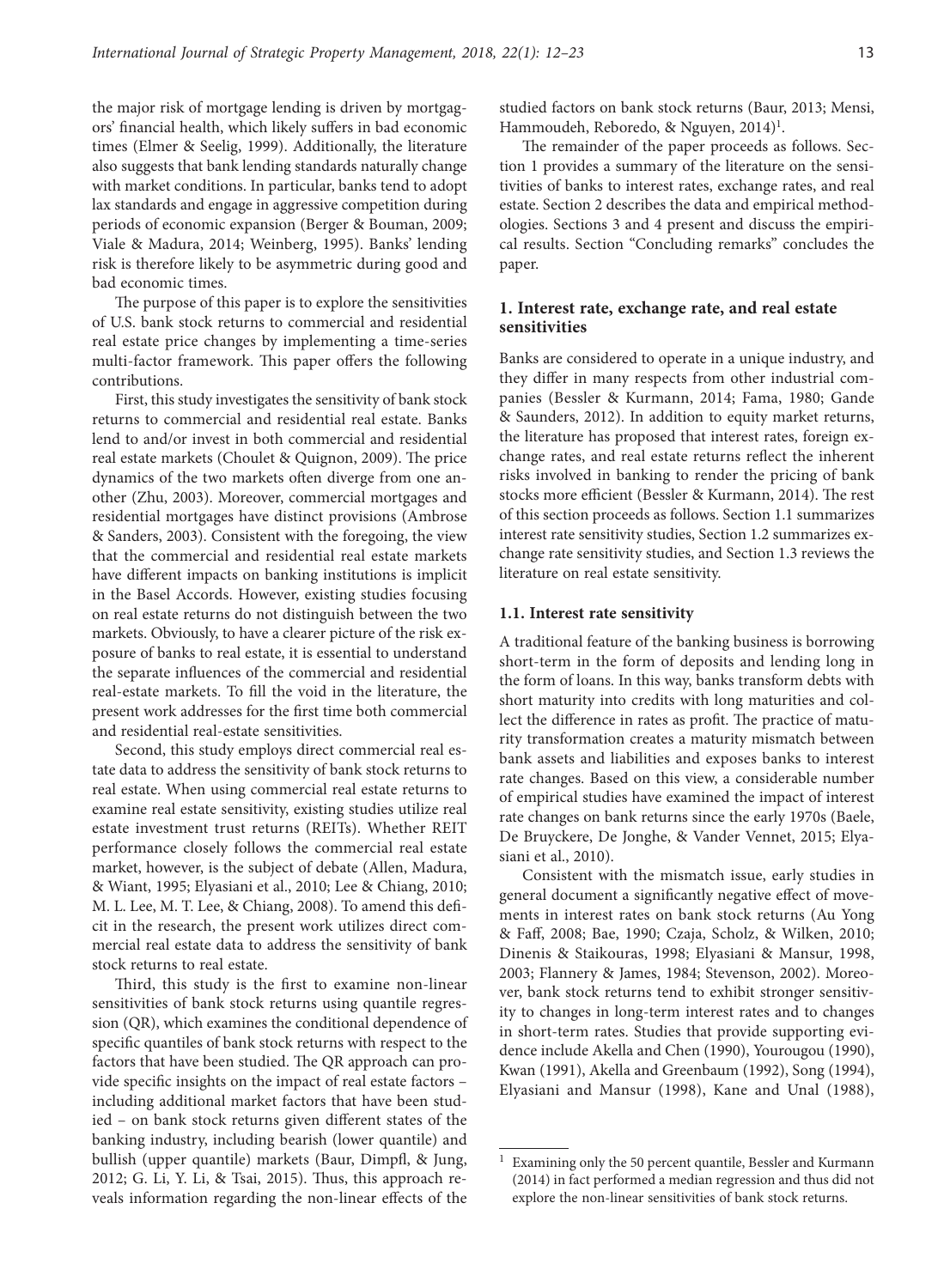the major risk of mortgage lending is driven by mortgagors' financial health, which likely suffers in bad economic times (Elmer & Seelig, 1999). Additionally, the literature also suggests that bank lending standards naturally change with market conditions. In particular, banks tend to adopt lax standards and engage in aggressive competition during periods of economic expansion (Berger & Bouman, 2009; Viale & Madura, 2014; Weinberg, 1995). Banks' lending risk is therefore likely to be asymmetric during good and bad economic times.

The purpose of this paper is to explore the sensitivities of U.S. bank stock returns to commercial and residential real estate price changes by implementing a time-series multi-factor framework. This paper offers the following contributions.

First, this study investigates the sensitivity of bank stock returns to commercial and residential real estate. Banks lend to and/or invest in both commercial and residential real estate markets (Choulet & Quignon, 2009). The price dynamics of the two markets often diverge from one another (Zhu, 2003). Moreover, commercial mortgages and residential mortgages have distinct provisions (Ambrose & Sanders, 2003). Consistent with the foregoing, the view that the commercial and residential real estate markets have different impacts on banking institutions is implicit in the Basel Accords. However, existing studies focusing on real estate returns do not distinguish between the two markets. Obviously, to have a clearer picture of the risk exposure of banks to real estate, it is essential to understand the separate influences of the commercial and residential real-estate markets. To fill the void in the literature, the present work addresses for the first time both commercial and residential real-estate sensitivities.

Second, this study employs direct commercial real estate data to address the sensitivity of bank stock returns to real estate. When using commercial real estate returns to examine real estate sensitivity, existing studies utilize real estate investment trust returns (REITs). Whether REIT performance closely follows the commercial real estate market, however, is the subject of debate (Allen, Madura, & Wiant, 1995; Elyasiani et al., 2010; Lee & Chiang, 2010; M. L. Lee, M. T. Lee, & Chiang, 2008). To amend this deficit in the research, the present work utilizes direct commercial real estate data to address the sensitivity of bank stock returns to real estate.

Third, this study is the first to examine non-linear sensitivities of bank stock returns using quantile regression (QR), which examines the conditional dependence of specific quantiles of bank stock returns with respect to the factors that have been studied. The QR approach can provide specific insights on the impact of real estate factors – including additional market factors that have been studied – on bank stock returns given different states of the banking industry, including bearish (lower quantile) and bullish (upper quantile) markets (Baur, Dimpfl, & Jung, 2012; G. Li, Y. Li, & Tsai, 2015). Thus, this approach reveals information regarding the non-linear effects of the studied factors on bank stock returns (Baur, 2013; Mensi, Hammoudeh, Reboredo, & Nguyen, 2014)[1].

The remainder of the paper proceeds as follows. Section 1 provides a summary of the literature on the sensitivities of banks to interest rates, exchange rates, and real estate. Section 2 describes the data and empirical methodologies. Sections 3 and 4 present and discuss the empirical results. Section "Concluding remarks" concludes the paper.

## 1. Interest rate, exchange rate, and real estate sensitivities

Banks are considered to operate in a unique industry, and they differ in many respects from other industrial companies (Bessler & Kurmann, 2014; Fama, 1980; Gande & Saunders, 2012). In addition to equity market returns, the literature has proposed that interest rates, foreign exchange rates, and real estate returns reflect the inherent risks involved in banking to render the pricing of bank stocks more efficient (Bessler & Kurmann, 2014). The rest of this section proceeds as follows. Section 1.1 summarizes interest rate sensitivity studies, Section 1.2 summarizes exchange rate sensitivity studies, and Section 1.3 reviews the literature on real estate sensitivity.

### 1.1. Interest rate sensitivity

A traditional feature of the banking business is borrowing short-term in the form of deposits and lending long in the form of loans. In this way, banks transform debts with short maturity into credits with long maturities and collect the difference in rates as profit. The practice of maturity transformation creates a maturity mismatch between bank assets and liabilities and exposes banks to interest rate changes. Based on this view, a considerable number of empirical studies have examined the impact of interest rate changes on bank returns since the early 1970s (Baele, De Bruyckere, De Jonghe, & Vander Vennet, 2015; Elyasiani et al., 2010).

Consistent with the mismatch issue, early studies in general document a significantly negative effect of movements in interest rates on bank stock returns (Au Yong & Faff, 2008; Bae, 1990; Czaja, Scholz, & Wilken, 2010; Dinenis & Staikouras, 1998; Elyasiani & Mansur, 1998, 2003; Flannery & James, 1984; Stevenson, 2002). Moreover, bank stock returns tend to exhibit stronger sensitivity to changes in long-term interest rates and to changes in short-term rates. Studies that provide supporting evidence include Akella and Chen (1990), Yourougou (1990), Kwan (1991), Akella and Greenbaum (1992), Song (1994), Elyasiani and Mansur (1998), Kane and Unal (1988),

---

[1] Examining only the 50 percent quantile, Bessler and Kurmann (2014) in fact performed a median regression and thus did not explore the non-linear sensitivities of bank stock returns.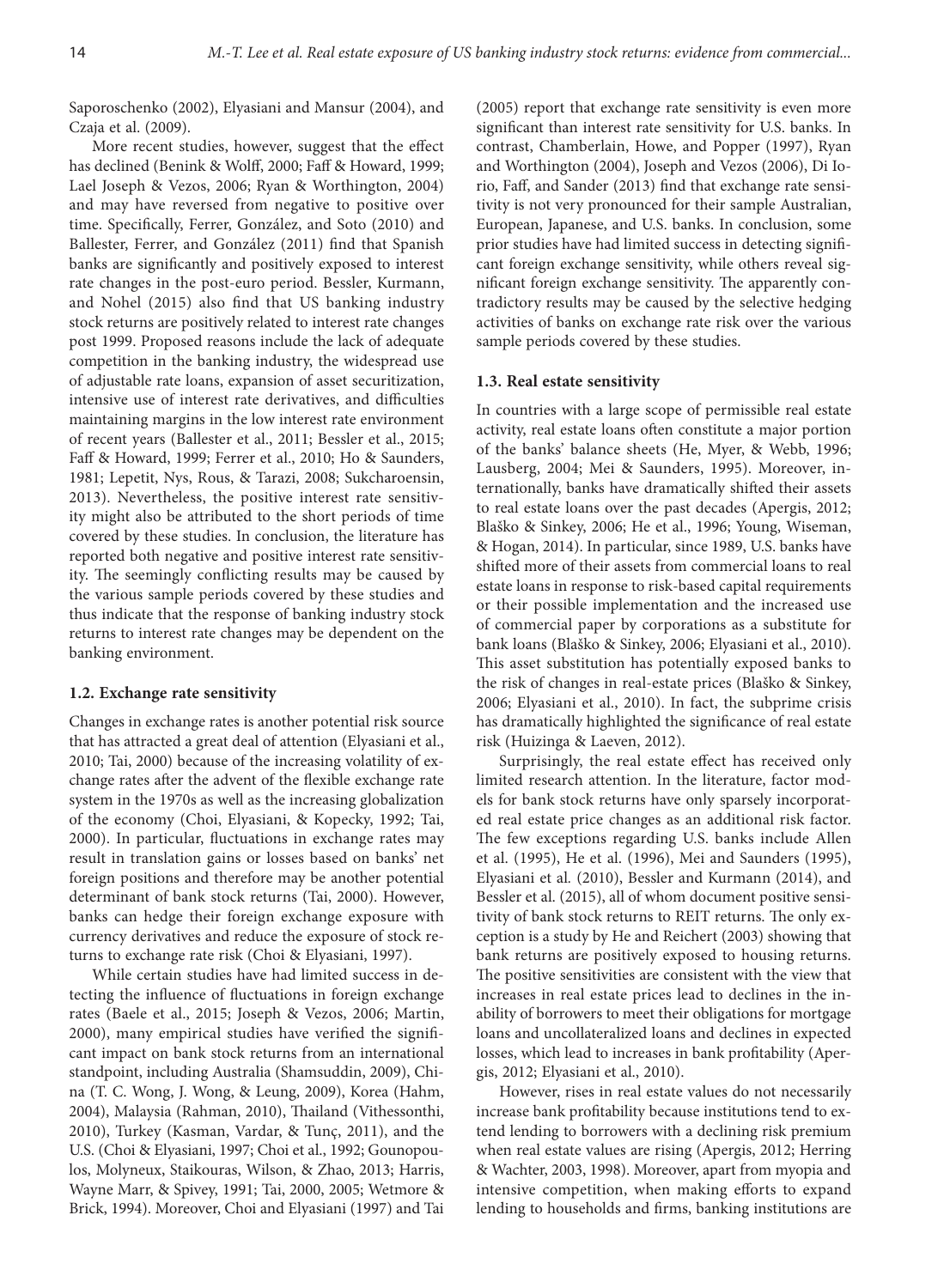Saporoschenko (2002), Elyasiani and Mansur (2004), and Czaja et al. (2009).

More recent studies, however, suggest that the effect has declined (Benink & Wolff, 2000; Faff & Howard, 1999; Lael Joseph & Vezos, 2006; Ryan & Worthington, 2004) and may have reversed from negative to positive over time. Specifically, Ferrer, González, and Soto (2010) and Ballester, Ferrer, and González (2011) find that Spanish banks are significantly and positively exposed to interest rate changes in the post-euro period. Bessler, Kurmann, and Nohel (2015) also find that US banking industry stock returns are positively related to interest rate changes post 1999. Proposed reasons include the lack of adequate competition in the banking industry, the widespread use of adjustable rate loans, expansion of asset securitization, intensive use of interest rate derivatives, and difficulties maintaining margins in the low interest rate environment of recent years (Ballester et al., 2011; Bessler et al., 2015; Faff & Howard, 1999; Ferrer et al., 2010; Ho & Saunders, 1981; Lepetit, Nys, Rous, & Tarazi, 2008; Sukcharoensin, 2013). Nevertheless, the positive interest rate sensitivity might also be attributed to the short periods of time covered by these studies. In conclusion, the literature has reported both negative and positive interest rate sensitivity. The seemingly conflicting results may be caused by the various sample periods covered by these studies and thus indicate that the response of banking industry stock returns to interest rate changes may be dependent on the banking environment.

### 1.2. Exchange rate sensitivity

Changes in exchange rates is another potential risk source that has attracted a great deal of attention (Elyasiani et al., 2010; Tai, 2000) because of the increasing volatility of exchange rates after the advent of the flexible exchange rate system in the 1970s as well as the increasing globalization of the economy (Choi, Elyasiani, & Kopecky, 1992; Tai, 2000). In particular, fluctuations in exchange rates may result in translation gains or losses based on banks' net foreign positions and therefore may be another potential determinant of bank stock returns (Tai, 2000). However, banks can hedge their foreign exchange exposure with currency derivatives and reduce the exposure of stock returns to exchange rate risk (Choi & Elyasiani, 1997).

While certain studies have had limited success in detecting the influence of fluctuations in foreign exchange rates (Baele et al., 2015; Joseph & Vezos, 2006; Martin, 2000), many empirical studies have verified the significant impact on bank stock returns from an international standpoint, including Australia (Shamsuddin, 2009), China (T. C. Wong, J. Wong, & Leung, 2009), Korea (Hahm, 2004), Malaysia (Rahman, 2010), Thailand (Vithessonthi, 2010), Turkey (Kasman, Vardar, & Tunç, 2011), and the U.S. (Choi & Elyasiani, 1997; Choi et al., 1992; Gounopoulos, Molyneux, Staikouras, Wilson, & Zhao, 2013; Harris, Wayne Marr, & Spivey, 1991; Tai, 2000, 2005; Wetmore & Brick, 1994). Moreover, Choi and Elyasiani (1997) and Tai (2005) report that exchange rate sensitivity is even more significant than interest rate sensitivity for U.S. banks. In contrast, Chamberlain, Howe, and Popper (1997), Ryan and Worthington (2004), Joseph and Vezos (2006), Di Iorio, Faff, and Sander (2013) find that exchange rate sensitivity is not very pronounced for their sample Australian, European, Japanese, and U.S. banks. In conclusion, some prior studies have had limited success in detecting significant foreign exchange sensitivity, while others reveal significant foreign exchange sensitivity. The apparently contradictory results may be caused by the selective hedging activities of banks on exchange rate risk over the various sample periods covered by these studies.

### 1.3. Real estate sensitivity

In countries with a large scope of permissible real estate activity, real estate loans often constitute a major portion of the banks' balance sheets (He, Myer, & Webb, 1996; Lausberg, 2004; Mei & Saunders, 1995). Moreover, internationally, banks have dramatically shifted their assets to real estate loans over the past decades (Apergis, 2012; Blaško & Sinkey, 2006; He et al., 1996; Young, Wiseman, & Hogan, 2014). In particular, since 1989, U.S. banks have shifted more of their assets from commercial loans to real estate loans in response to risk-based capital requirements or their possible implementation and the increased use of commercial paper by corporations as a substitute for bank loans (Blaško & Sinkey, 2006; Elyasiani et al., 2010). This asset substitution has potentially exposed banks to the risk of changes in real-estate prices (Blaško & Sinkey, 2006; Elyasiani et al., 2010). In fact, the subprime crisis has dramatically highlighted the significance of real estate risk (Huizinga & Laeven, 2012).

Surprisingly, the real estate effect has received only limited research attention. In the literature, factor models for bank stock returns have only sparsely incorporated real estate price changes as an additional risk factor. The few exceptions regarding U.S. banks include Allen et al. (1995), He et al. (1996), Mei and Saunders (1995), Elyasiani et al. (2010), Bessler and Kurmann (2014), and Bessler et al. (2015), all of whom document positive sensitivity of bank stock returns to REIT returns. The only exception is a study by He and Reichert (2003) showing that bank returns are positively exposed to housing returns. The positive sensitivities are consistent with the view that increases in real estate prices lead to declines in the inability of borrowers to meet their obligations for mortgage loans and uncollateralized loans and declines in expected losses, which lead to increases in bank profitability (Apergis, 2012; Elyasiani et al., 2010).

However, rises in real estate values do not necessarily increase bank profitability because institutions tend to extend lending to borrowers with a declining risk premium when real estate values are rising (Apergis, 2012; Herring & Wachter, 2003, 1998). Moreover, apart from myopia and intensive competition, when making efforts to expand lending to households and firms, banking institutions are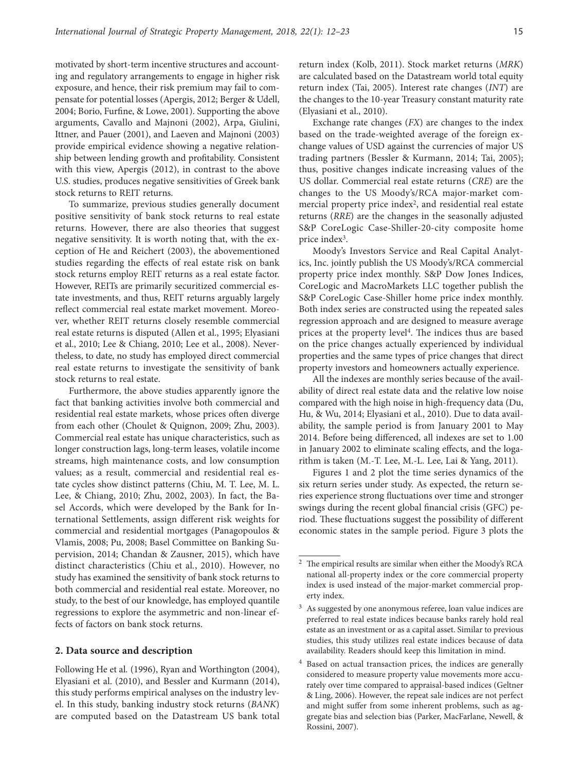motivated by short-term incentive structures and accounting and regulatory arrangements to engage in higher risk exposure, and hence, their risk premium may fail to compensate for potential losses (Apergis, 2012; Berger & Udell, 2004; Borio, Furfine, & Lowe, 2001). Supporting the above arguments, Cavallo and Majnoni (2002), Arpa, Giulini, Ittner, and Pauer (2001), and Laeven and Majnoni (2003) provide empirical evidence showing a negative relationship between lending growth and profitability. Consistent with this view, Apergis (2012), in contrast to the above U.S. studies, produces negative sensitivities of Greek bank stock returns to REIT returns.

To summarize, previous studies generally document positive sensitivity of bank stock returns to real estate returns. However, there are also theories that suggest negative sensitivity. It is worth noting that, with the exception of He and Reichert (2003), the abovementioned studies regarding the effects of real estate risk on bank stock returns employ REIT returns as a real estate factor. However, REITs are primarily securitized commercial estate investments, and thus, REIT returns arguably largely reflect commercial real estate market movement. Moreover, whether REIT returns closely resemble commercial real estate returns is disputed (Allen et al., 1995; Elyasiani et al., 2010; Lee & Chiang, 2010; Lee et al., 2008). Nevertheless, to date, no study has employed direct commercial real estate returns to investigate the sensitivity of bank stock returns to real estate.

Furthermore, the above studies apparently ignore the fact that banking activities involve both commercial and residential real estate markets, whose prices often diverge from each other (Choulet & Quignon, 2009; Zhu, 2003). Commercial real estate has unique characteristics, such as longer construction lags, long-term leases, volatile income streams, high maintenance costs, and low consumption values; as a result, commercial and residential real estate cycles show distinct patterns (Chiu, M. T. Lee, M. L. Lee, & Chiang, 2010; Zhu, 2002, 2003). In fact, the Basel Accords, which were developed by the Bank for International Settlements, assign different risk weights for commercial and residential mortgages (Panagopoulos & Vlamis, 2008; Pu, 2008; Basel Committee on Banking Supervision, 2014; Chandan & Zausner, 2015), which have distinct characteristics (Chiu et al., 2010). However, no study has examined the sensitivity of bank stock returns to both commercial and residential real estate. Moreover, no study, to the best of our knowledge, has employed quantile regressions to explore the asymmetric and non-linear effects of factors on bank stock returns.

## 2. Data source and description

Following He et al. (1996), Ryan and Worthington (2004), Elyasiani et al. (2010), and Bessler and Kurmann (2014), this study performs empirical analyses on the industry level. In this study, banking industry stock returns (*BANK*) are computed based on the Datastream US bank total return index (Kolb, 2011). Stock market returns (*MRK*) are calculated based on the Datastream world total equity return index (Tai, 2005). Interest rate changes (*INT*) are the changes to the 10-year Treasury constant maturity rate (Elyasiani et al., 2010).

Exchange rate changes (*FX*) are changes to the index based on the trade-weighted average of the foreign exchange values of USD against the currencies of major US trading partners (Bessler & Kurmann, 2014; Tai, 2005); thus, positive changes indicate increasing values of the US dollar. Commercial real estate returns (*CRE*) are the changes to the US Moody's/RCA major-market commercial property price index[2], and residential real estate returns (*RRE*) are the changes in the seasonally adjusted S&P CoreLogic Case-Shiller-20-city composite home price index[3].

Moody's Investors Service and Real Capital Analytics, Inc. jointly publish the US Moody's/RCA commercial property price index monthly. S&P Dow Jones Indices, CoreLogic and MacroMarkets LLC together publish the S&P CoreLogic Case-Shiller home price index monthly. Both index series are constructed using the repeated sales regression approach and are designed to measure average prices at the property level[4]. The indices thus are based on the price changes actually experienced by individual properties and the same types of price changes that direct property investors and homeowners actually experience.

All the indexes are monthly series because of the availability of direct real estate data and the relative low noise compared with the high noise in high-frequency data (Du, Hu, & Wu, 2014; Elyasiani et al., 2010). Due to data availability, the sample period is from January 2001 to May 2014. Before being differenced, all indexes are set to 1.00 in January 2002 to eliminate scaling effects, and the logarithm is taken (M.-T. Lee, M.-L. Lee, Lai & Yang, 2011).

Figures 1 and 2 plot the time series dynamics of the six return series under study. As expected, the return series experience strong fluctuations over time and stronger swings during the recent global financial crisis (GFC) period. These fluctuations suggest the possibility of different economic states in the sample period. Figure 3 plots the

---

[2] The empirical results are similar when either the Moody's RCA national all-property index or the core commercial property index is used instead of the major-market commercial property index.

[3] As suggested by one anonymous referee, loan value indices are preferred to real estate indices because banks rarely hold real estate as an investment or as a capital asset. Similar to previous studies, this study utilizes real estate indices because of data availability. Readers should keep this limitation in mind.

[4] Based on actual transaction prices, the indices are generally considered to measure property value movements more accurately over time compared to appraisal-based indices (Geltner & Ling, 2006). However, the repeat sale indices are not perfect and might suffer from some inherent problems, such as aggregate bias and selection bias (Parker, MacFarlane, Newell, & Rossini, 2007).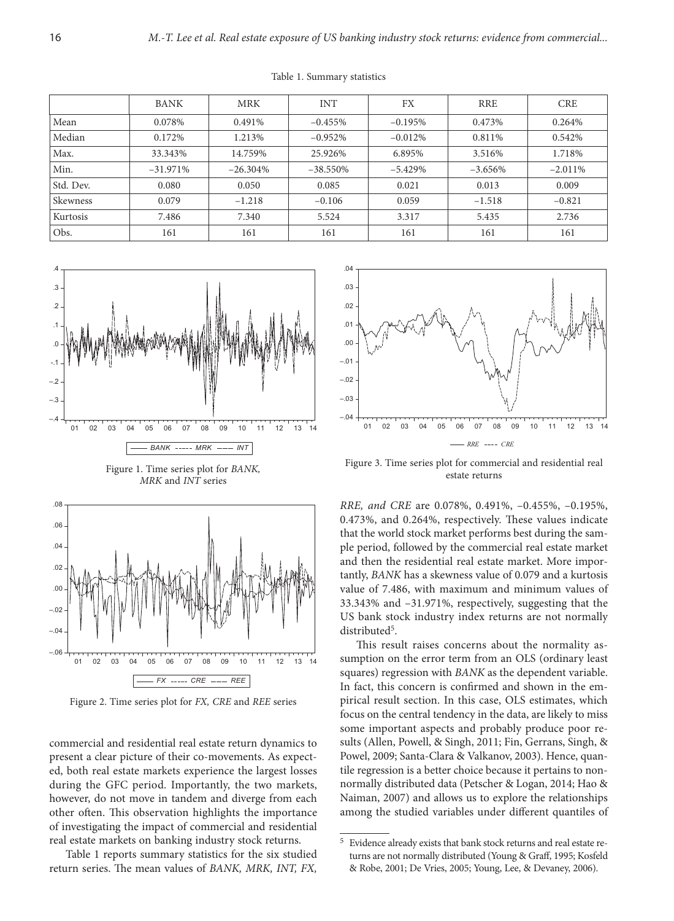Table 1. Summary statistics

| | BANK | MRK | INT | FX | RRE | CRE |
|---|---|---|---|---|---|---|
| Mean | 0.078% | 0.491% | –0.455% | –0.195% | 0.473% | 0.264% |
| Median | 0.172% | 1.213% | –0.952% | –0.012% | 0.811% | 0.542% |
| Max. | 33.343% | 14.759% | 25.926% | 6.895% | 3.516% | 1.718% |
| Min. | –31.971% | –26.304% | –38.550% | –5.429% | –3.656% | –2.011% |
| Std. Dev. | 0.080 | 0.050 | 0.085 | 0.021 | 0.013 | 0.009 |
| Skewness | 0.079 | –1.218 | –0.106 | 0.059 | –1.518 | –0.821 |
| Kurtosis | 7.486 | 7.340 | 5.524 | 3.317 | 5.435 | 2.736 |
| Obs. | 161 | 161 | 161 | 161 | 161 | 161 |

Figure 1. Time series plot for *BANK*, *MRK* and *INT* series

Figure 2. Time series plot for *FX*, *CRE* and *REE* series

Figure 3. Time series plot for commercial and residential real estate returns

commercial and residential real estate return dynamics to present a clear picture of their co-movements. As expected, both real estate markets experience the largest losses during the GFC period. Importantly, the two markets, however, do not move in tandem and diverge from each other often. This observation highlights the importance of investigating the impact of commercial and residential real estate markets on banking industry stock returns.

Table 1 reports summary statistics for the six studied return series. The mean values of *BANK, MRK, INT, FX, RRE, and CRE* are 0.078%, 0.491%, –0.455%, –0.195%, 0.473%, and 0.264%, respectively. These values indicate that the world stock market performs best during the sample period, followed by the commercial real estate market and then the residential real estate market. More importantly, *BANK* has a skewness value of 0.079 and a kurtosis value of 7.486, with maximum and minimum values of 33.343% and –31.971%, respectively, suggesting that the US bank stock industry index returns are not normally distributed[5].

This result raises concerns about the normality assumption on the error term from an OLS (ordinary least squares) regression with *BANK* as the dependent variable. In fact, this concern is confirmed and shown in the empirical result section. In this case, OLS estimates, which focus on the central tendency in the data, are likely to miss some important aspects and probably produce poor results (Allen, Powell, & Singh, 2011; Fin, Gerrans, Singh, & Powel, 2009; Santa-Clara & Valkanov, 2003). Hence, quantile regression is a better choice because it pertains to non-normally distributed data (Petscher & Logan, 2014; Hao & Naiman, 2007) and allows us to explore the relationships among the studied variables under different quantiles of

[5] Evidence already exists that bank stock returns and real estate returns are not normally distributed (Young & Graff, 1995; Kosfeld & Robe, 2001; De Vries, 2005; Young, Lee, & Devaney, 2006).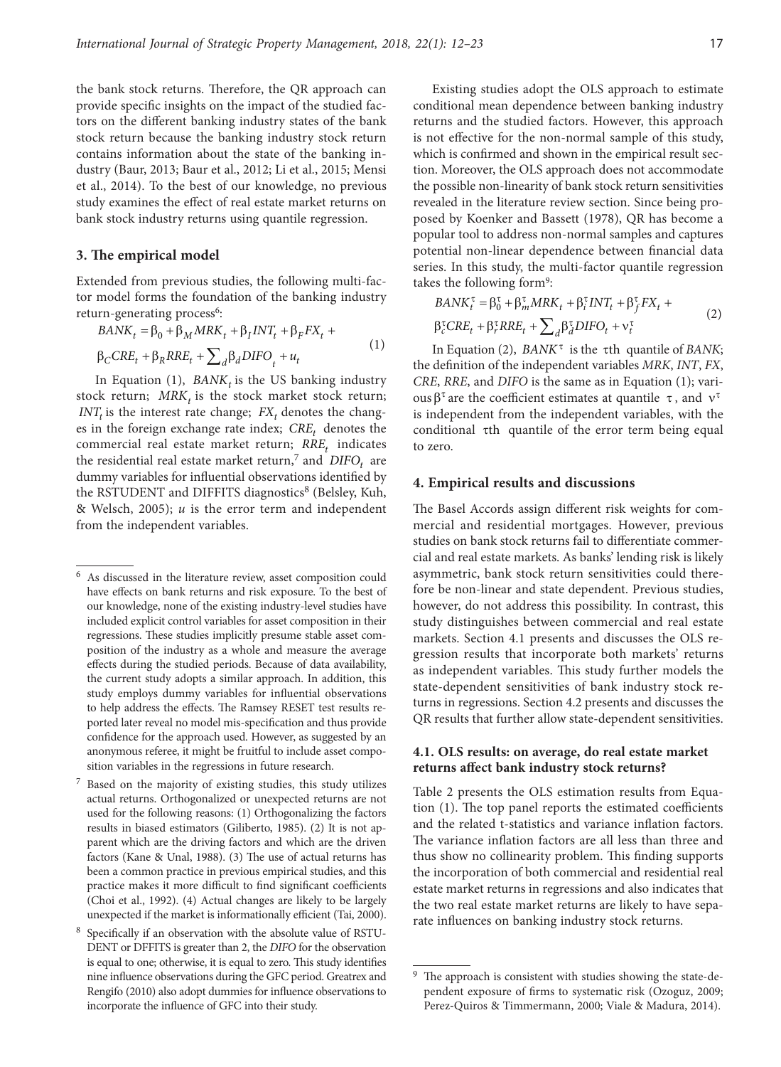the bank stock returns. Therefore, the QR approach can provide specific insights on the impact of the studied factors on the different banking industry states of the bank stock return because the banking industry stock return contains information about the state of the banking industry (Baur, 2013; Baur et al., 2012; Li et al., 2015; Mensi et al., 2014). To the best of our knowledge, no previous study examines the effect of real estate market returns on bank stock industry returns using quantile regression.

### 3. The empirical model

Extended from previous studies, the following multi-factor model forms the foundation of the banking industry return-generating process[6]:

$$BANK_t = \beta_0 + \beta_M MRK_t + \beta_I INT_t + \beta_F FX_t + \beta_C CRE_t + \beta_R RRE_t + \sum_d \beta_d DIFO_t + u_t \quad (1)$$

In Equation (1), $BANK_t$ is the US banking industry stock return; $MRK_t$ is the stock market stock return; $INT_t$ is the interest rate change; $FX_t$ denotes the changes in the foreign exchange rate index; $CRE_t$ denotes the commercial real estate market return; $RRE_t$ indicates the residential real estate market return,[7] and $DIFO_t$ are dummy variables for influential observations identified by the RSTUDENT and DIFFITS diagnostics[8] (Belsley, Kuh, & Welsch, 2005); $u$ is the error term and independent from the independent variables.

Existing studies adopt the OLS approach to estimate conditional mean dependence between banking industry returns and the studied factors. However, this approach is not effective for the non-normal sample of this study, which is confirmed and shown in the empirical result section. Moreover, the OLS approach does not accommodate the possible non-linearity of bank stock return sensitivities revealed in the literature review section. Since being proposed by Koenker and Bassett (1978), QR has become a popular tool to address non-normal samples and captures potential non-linear dependence between financial data series. In this study, the multi-factor quantile regression takes the following form[9]:

$$BANK_t^\tau = \beta_0^\tau + \beta_m^\tau MRK_t + \beta_i^\tau INT_t + \beta_f^\tau FX_t + \beta_c^\tau CRE_t + \beta_r^\tau RRE_t + \sum_d \beta_d^\tau DIFO_t + \nu_t^\tau \quad (2)$$

In Equation (2), $BANK^\tau$ is the $\tau$th quantile of $BANK$; the definition of the independent variables $MRK$, $INT$, $FX$, $CRE$, $RRE$, and $DIFO$ is the same as in Equation (1); various $\beta^\tau$ are the coefficient estimates at quantile $\tau$, and $\nu^\tau$ is independent from the independent variables, with the conditional $\tau$th quantile of the error term being equal to zero.

### 4. Empirical results and discussions

The Basel Accords assign different risk weights for commercial and residential mortgages. However, previous studies on bank stock returns fail to differentiate commercial and real estate markets. As banks' lending risk is likely asymmetric, bank stock return sensitivities could therefore be non-linear and state dependent. Previous studies, however, do not address this possibility. In contrast, this study distinguishes between commercial and real estate markets. Section 4.1 presents and discusses the OLS regression results that incorporate both markets' returns as independent variables. This study further models the state-dependent sensitivities of bank industry stock returns in regressions. Section 4.2 presents and discusses the QR results that further allow state-dependent sensitivities.

#### 4.1. OLS results: on average, do real estate market returns affect bank industry stock returns?

Table 2 presents the OLS estimation results from Equation (1). The top panel reports the estimated coefficients and the related t-statistics and variance inflation factors. The variance inflation factors are all less than three and thus show no collinearity problem. This finding supports the incorporation of both commercial and residential real estate market returns in regressions and also indicates that the two real estate market returns are likely to have separate influences on banking industry stock returns.

---

[6] As discussed in the literature review, asset composition could have effects on bank returns and risk exposure. To the best of our knowledge, none of the existing industry-level studies have included explicit control variables for asset composition in their regressions. These studies implicitly presume stable asset composition of the industry as a whole and measure the average effects during the studied periods. Because of data availability, the current study adopts a similar approach. In addition, this study employs dummy variables for influential observations to help address the effects. The Ramsey RESET test results reported later reveal no model mis-specification and thus provide confidence for the approach used. However, as suggested by an anonymous referee, it might be fruitful to include asset composition variables in the regressions in future research.

[7] Based on the majority of existing studies, this study utilizes actual returns. Orthogonalized or unexpected returns are not used for the following reasons: (1) Orthogonalizing the factors results in biased estimators (Giliberto, 1985). (2) It is not apparent which are the driving factors and which are the driven factors (Kane & Unal, 1988). (3) The use of actual returns has been a common practice in previous empirical studies, and this practice makes it more difficult to find significant coefficients (Choi et al., 1992). (4) Actual changes are likely to be largely unexpected if the market is informationally efficient (Tai, 2000).

[8] Specifically if an observation with the absolute value of RSTUDENT or DFFITS is greater than 2, the *DIFO* for the observation is equal to one; otherwise, it is equal to zero. This study identifies nine influence observations during the GFC period. Greatrex and Rengifo (2010) also adopt dummies for influence observations to incorporate the influence of GFC into their study.

[9] The approach is consistent with studies showing the state-dependent exposure of firms to systematic risk (Ozoguz, 2009; Perez-Quiros & Timmermann, 2000; Viale & Madura, 2014).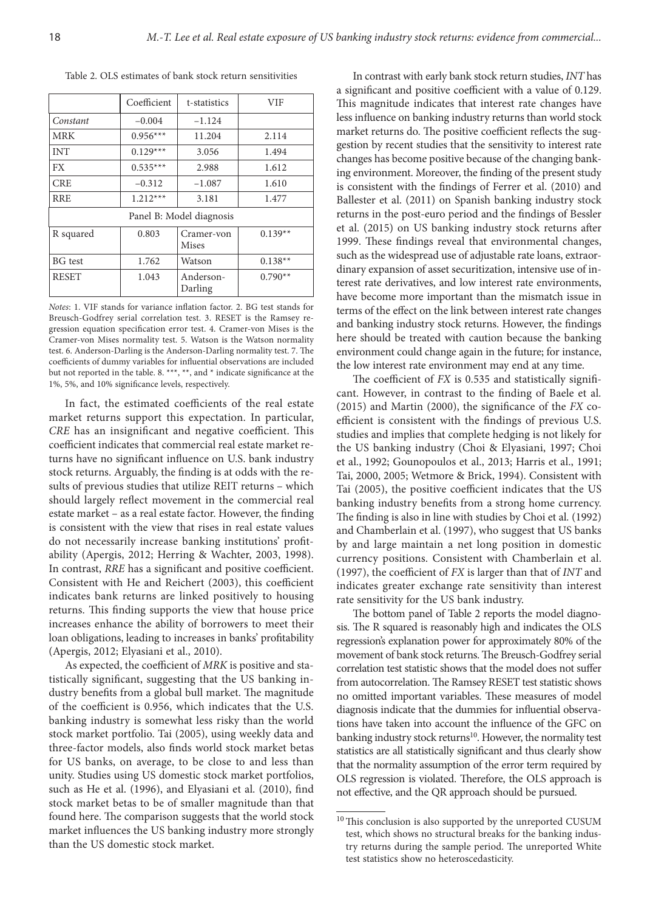Table 2. OLS estimates of bank stock return sensitivities

| | Coefficient | t-statistics | VIF |
|---|---|---|---|
| *Constant* | −0.004 | −1.124 | |
| MRK | 0.956*** | 11.204 | 2.114 |
| INT | 0.129*** | 3.056 | 1.494 |
| FX | 0.535*** | 2.988 | 1.612 |
| CRE | −0.312 | −1.087 | 1.610 |
| RRE | 1.212*** | 3.181 | 1.477 |
| Panel B: Model diagnosis | | | |
| R squared | 0.803 | Cramer-von Mises | 0.139** |
| BG test | 1.762 | Watson | 0.138** |
| RESET | 1.043 | Anderson-Darling | 0.790** |

*Notes*: 1. VIF stands for variance inflation factor. 2. BG test stands for Breusch-Godfrey serial correlation test. 3. RESET is the Ramsey regression equation specification error test. 4. Cramer-von Mises is the Cramer-von Mises normality test. 5. Watson is the Watson normality test. 6. Anderson-Darling is the Anderson-Darling normality test. 7. The coefficients of dummy variables for influential observations are included but not reported in the table. 8. ***, **, and * indicate significance at the 1%, 5%, and 10% significance levels, respectively.

In fact, the estimated coefficients of the real estate market returns support this expectation. In particular, *CRE* has an insignificant and negative coefficient. This coefficient indicates that commercial real estate market returns have no significant influence on U.S. bank industry stock returns. Arguably, the finding is at odds with the results of previous studies that utilize REIT returns – which should largely reflect movement in the commercial real estate market – as a real estate factor. However, the finding is consistent with the view that rises in real estate values do not necessarily increase banking institutions' profitability (Apergis, 2012; Herring & Wachter, 2003, 1998). In contrast, *RRE* has a significant and positive coefficient. Consistent with He and Reichert (2003), this coefficient indicates bank returns are linked positively to housing returns. This finding supports the view that house price increases enhance the ability of borrowers to meet their loan obligations, leading to increases in banks' profitability (Apergis, 2012; Elyasiani et al., 2010).

As expected, the coefficient of *MRK* is positive and statistically significant, suggesting that the US banking industry benefits from a global bull market. The magnitude of the coefficient is 0.956, which indicates that the U.S. banking industry is somewhat less risky than the world stock market portfolio. Tai (2005), using weekly data and three-factor models, also finds world stock market betas for US banks, on average, to be close to and less than unity. Studies using US domestic stock market portfolios, such as He et al. (1996), and Elyasiani et al. (2010), find stock market betas to be of smaller magnitude than that found here. The comparison suggests that the world stock market influences the US banking industry more strongly than the US domestic stock market.

In contrast with early bank stock return studies, *INT* has a significant and positive coefficient with a value of 0.129. This magnitude indicates that interest rate changes have less influence on banking industry returns than world stock market returns do. The positive coefficient reflects the suggestion by recent studies that the sensitivity to interest rate changes has become positive because of the changing banking environment. Moreover, the finding of the present study is consistent with the findings of Ferrer et al. (2010) and Ballester et al. (2011) on Spanish banking industry stock returns in the post-euro period and the findings of Bessler et al. (2015) on US banking industry stock returns after 1999. These findings reveal that environmental changes, such as the widespread use of adjustable rate loans, extraordinary expansion of asset securitization, intensive use of interest rate derivatives, and low interest rate environments, have become more important than the mismatch issue in terms of the effect on the link between interest rate changes and banking industry stock returns. However, the findings here should be treated with caution because the banking environment could change again in the future; for instance, the low interest rate environment may end at any time.

The coefficient of *FX* is 0.535 and statistically significant. However, in contrast to the finding of Baele et al. (2015) and Martin (2000), the significance of the *FX* coefficient is consistent with the findings of previous U.S. studies and implies that complete hedging is not likely for the US banking industry (Choi & Elyasiani, 1997; Choi et al., 1992; Gounopoulos et al., 2013; Harris et al., 1991; Tai, 2000, 2005; Wetmore & Brick, 1994). Consistent with Tai (2005), the positive coefficient indicates that the US banking industry benefits from a strong home currency. The finding is also in line with studies by Choi et al. (1992) and Chamberlain et al. (1997), who suggest that US banks by and large maintain a net long position in domestic currency positions. Consistent with Chamberlain et al. (1997), the coefficient of *FX* is larger than that of *INT* and indicates greater exchange rate sensitivity than interest rate sensitivity for the US bank industry.

The bottom panel of Table 2 reports the model diagnosis. The R squared is reasonably high and indicates the OLS regression's explanation power for approximately 80% of the movement of bank stock returns. The Breusch-Godfrey serial correlation test statistic shows that the model does not suffer from autocorrelation. The Ramsey RESET test statistic shows no omitted important variables. These measures of model diagnosis indicate that the dummies for influential observations have taken into account the influence of the GFC on banking industry stock returns[10]. However, the normality test statistics are all statistically significant and thus clearly show that the normality assumption of the error term required by OLS regression is violated. Therefore, the OLS approach is not effective, and the QR approach should be pursued.

[10] This conclusion is also supported by the unreported CUSUM test, which shows no structural breaks for the banking industry returns during the sample period. The unreported White test statistics show no heteroscedasticity.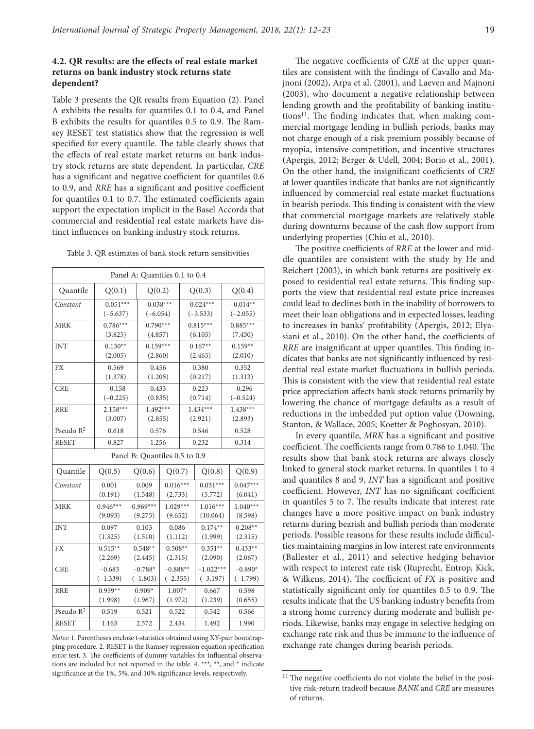### 4.2. QR results: are the effects of real estate market returns on bank industry stock returns state dependent?

Table 3 presents the QR results from Equation (2). Panel A exhibits the results for quantiles 0.1 to 0.4, and Panel B exhibits the results for quantiles 0.5 to 0.9. The Ramsey RESET test statistics show that the regression is well specified for every quantile. The table clearly shows that the effects of real estate market returns on bank industry stock returns are state dependent. In particular, *CRE* has a significant and negative coefficient for quantiles 0.6 to 0.9, and *RRE* has a significant and positive coefficient for quantiles 0.1 to 0.7. The estimated coefficients again support the expectation implicit in the Basel Accords that commercial and residential real estate markets have distinct influences on banking industry stock returns.

Table 3. QR estimates of bank stock return sensitivities

| Panel A: Quantiles 0.1 to 0.4 | | | | |
|---|---|---|---|---|
| Quantile | Q(0.1) | Q(0.2) | Q(0.3) | Q(0.4) |
| *Constant* | −0.051*** (−5.637) | −0.038*** (−6.054) | −0.024*** (−3.533) | −0.014** (−2.055) |
| MRK | 0.786*** (3.825) | 0.790*** (4.857) | 0.815*** (6.105) | 0.885*** (7.450) |
| INT | 0.130** (2.005) | 0.159*** (2.860) | 0.167** (2.465) | 0.159** (2.010) |
| FX | 0.569 (1.378) | 0.456 (1.205) | 0.380 (0.217) | 0.352 (1.312) |
| CRE | −0.158 (−0.225) | 0.433 (0.835) | 0.223 (0.714) | −0.296 (−0.524) |
| RRE | 2.158*** (3.007) | 1.492*** (2.855) | 1.434*** (2.921) | 1.438*** (2.893) |
| Pseudo $R^2$ | 0.618 | 0.576 | 0.546 | 0.528 |
| RESET | 0.827 | 1.256 | 0.232 | 0.314 |

| Panel B: Quantiles 0.5 to 0.9 | | | | | |
|---|---|---|---|---|---|
| Quantile | Q(0.5) | Q(0.6) | Q(0.7) | Q(0.8) | Q(0.9) |
| *Constant* | 0.001 (0.191) | 0.009 (1.548) | 0.016*** (2.733) | 0.031*** (5.772) | 0.047*** (6.041) |
| MRK | 0.946*** (9.093) | 0.969*** (9.275) | 1.029*** (9.652) | 1.016*** (10.064) | 1.040*** (8.598) |
| INT | 0.097 (1.325) | 0.103 (1.510) | 0.086 (1.112) | 0.174** (1.999) | 0.208** (2.315) |
| FX | 0.515** (2.269) | 0.548** (2.445) | 0.508** (2.315) | 0.351** (2.090) | 0.433** (2.067) |
| CRE | −0.683 (−1.339) | −0.788* (−1.803) | −0.888** (−2.355) | −1.022*** (−3.197) | −0.890* (−1.799) |
| RRE | 0.959** (1.998) | 0.909* (1.967) | 1.007* (1.972) | 0.667 (1.239) | 0.598 (0.655) |
| Pseudo $R^2$ | 0.519 | 0.521 | 0.522 | 0.542 | 0.566 |
| RESET | 1.163 | 2.572 | 2.434 | 1.492 | 1.990 |

*Notes*: 1. Parentheses enclose t-statistics obtained using XY-pair bootstrapping procedure. 2. RESET is the Ramsey regression equation specification error test. 3. The coefficients of dummy variables for influential observations are included but not reported in the table. 4. ***, **, and * indicate significance at the 1%, 5%, and 10% significance levels, respectively.

The negative coefficients of *CRE* at the upper quantiles are consistent with the findings of Cavallo and Majnoni (2002), Arpa et al. (2001), and Laeven and Majnoni (2003), who document a negative relationship between lending growth and the profitability of banking institutions[11]. The finding indicates that, when making commercial mortgage lending in bullish periods, banks may not charge enough of a risk premium possibly because of myopia, intensive competition, and incentive structures (Apergis, 2012; Berger & Udell, 2004; Borio et al., 2001). On the other hand, the insignificant coefficients of *CRE* at lower quantiles indicate that banks are not significantly influenced by commercial real estate market fluctuations in bearish periods. This finding is consistent with the view that commercial mortgage markets are relatively stable during downturns because of the cash flow support from underlying properties (Chiu et al., 2010).

The positive coefficients of *RRE* at the lower and middle quantiles are consistent with the study by He and Reichert (2003), in which bank returns are positively exposed to residential real estate returns. This finding supports the view that residential real estate price increases could lead to declines both in the inability of borrowers to meet their loan obligations and in expected losses, leading to increases in banks' profitability (Apergis, 2012; Elyasiani et al., 2010). On the other hand, the coefficients of *RRE* are insignificant at upper quantiles. This finding indicates that banks are not significantly influenced by residential real estate market fluctuations in bullish periods. This is consistent with the view that residential real estate price appreciation affects bank stock returns primarily by lowering the chance of mortgage defaults as a result of reductions in the imbedded put option value (Downing, Stanton, & Wallace, 2005; Koetter & Poghosyan, 2010).

In every quantile, *MRK* has a significant and positive coefficient. The coefficients range from 0.786 to 1.040. The results show that bank stock returns are always closely linked to general stock market returns. In quantiles 1 to 4 and quantiles 8 and 9, *INT* has a significant and positive coefficient. However, *INT* has no significant coefficient in quantiles 5 to 7. The results indicate that interest rate changes have a more positive impact on bank industry returns during bearish and bullish periods than moderate periods. Possible reasons for these results include difficulties maintaining margins in low interest rate environments (Ballester et al., 2011) and selective hedging behavior with respect to interest rate risk (Ruprecht, Entrop, Kick, & Wilkens, 2014). The coefficient of *FX* is positive and statistically significant only for quantiles 0.5 to 0.9. The results indicate that the US banking industry benefits from a strong home currency during moderate and bullish periods. Likewise, banks may engage in selective hedging on exchange rate risk and thus be immune to the influence of exchange rate changes during bearish periods.

[11] The negative coefficients do not violate the belief in the positive risk-return tradeoff because *BANK* and *CRE* are measures of returns.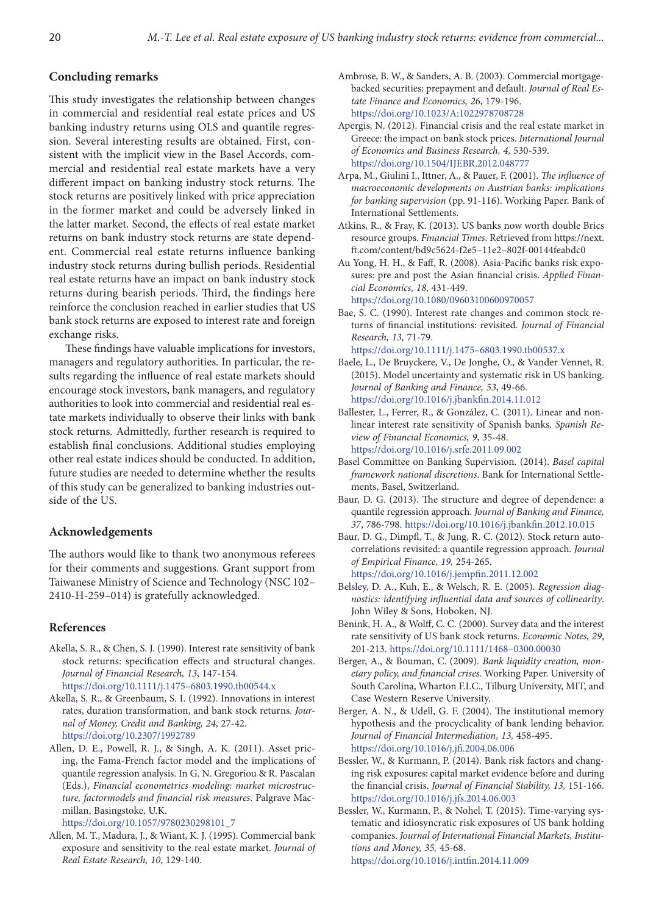## Concluding remarks

This study investigates the relationship between changes in commercial and residential real estate prices and US banking industry returns using OLS and quantile regression. Several interesting results are obtained. First, consistent with the implicit view in the Basel Accords, commercial and residential real estate markets have a very different impact on banking industry stock returns. The stock returns are positively linked with price appreciation in the former market and could be adversely linked in the latter market. Second, the effects of real estate market returns on bank industry stock returns are state dependent. Commercial real estate returns influence banking industry stock returns during bullish periods. Residential real estate returns have an impact on bank industry stock returns during bearish periods. Third, the findings here reinforce the conclusion reached in earlier studies that US bank stock returns are exposed to interest rate and foreign exchange risks.

These findings have valuable implications for investors, managers and regulatory authorities. In particular, the results regarding the influence of real estate markets should encourage stock investors, bank managers, and regulatory authorities to look into commercial and residential real estate markets individually to observe their links with bank stock returns. Admittedly, further research is required to establish final conclusions. Additional studies employing other real estate indices should be conducted. In addition, future studies are needed to determine whether the results of this study can be generalized to banking industries outside of the US.

## Acknowledgements

The authors would like to thank two anonymous referees for their comments and suggestions. Grant support from Taiwanese Ministry of Science and Technology (NSC 102–2410-H-259–014) is gratefully acknowledged.

## References

Akella, S. R., & Chen, S. J. (1990). Interest rate sensitivity of bank stock returns: specification effects and structural changes. *Journal of Financial Research, 13*, 147-154. https://doi.org/10.1111/j.1475–6803.1990.tb00544.x

Akella, S. R., & Greenbaum, S. I. (1992). Innovations in interest rates, duration transformation, and bank stock returns. *Journal of Money, Credit and Banking, 24*, 27-42. https://doi.org/10.2307/1992789

Allen, D. E., Powell, R. J., & Singh, A. K. (2011). Asset pricing, the Fama-French factor model and the implications of quantile regression analysis. In G. N. Gregoriou & R. Pascalan (Eds.), *Financial econometrics modeling: market microstructure, factormodels and financial risk measures*. Palgrave Macmillan, Basingstoke, U.K. https://doi.org/10.1057/9780230298101_7

Allen, M. T., Madura, J., & Wiant, K. J. (1995). Commercial bank exposure and sensitivity to the real estate market. *Journal of Real Estate Research, 10*, 129-140.

Ambrose, B. W., & Sanders, A. B. (2003). Commercial mortgage-backed securities: prepayment and default. *Journal of Real Estate Finance and Economics, 26*, 179-196. https://doi.org/10.1023/A:1022978708728

Apergis, N. (2012). Financial crisis and the real estate market in Greece: the impact on bank stock prices. *International Journal of Economics and Business Research, 4,* 530-539. https://doi.org/10.1504/IJEBR.2012.048777

Arpa, M., Giulini I., Ittner, A., & Pauer, F. (2001). *The influence of macroeconomic developments on Austrian banks: implications for banking supervision* (pp. 91-116). Working Paper. Bank of International Settlements.

Atkins, R., & Fray, K. (2013). US banks now worth double Brics resource groups. *Financial Times*. Retrieved from https://next.ft.com/content/bd9c5624-f2e5–11e2–802f-00144feabdc0

Au Yong, H. H., & Faff, R. (2008). Asia-Pacific banks risk exposures: pre and post the Asian financial crisis. *Applied Financial Economics, 18*, 431-449. https://doi.org/10.1080/09603100600970057

Bae, S. C. (1990). Interest rate changes and common stock returns of financial institutions: revisited. *Journal of Financial Research, 13,* 71-79. https://doi.org/10.1111/j.1475–6803.1990.tb00537.x

Baele, L., De Bruyckere, V., De Jonghe, O., & Vander Vennet, R. (2015). Model uncertainty and systematic risk in US banking. *Journal of Banking and Finance, 53*, 49-66. https://doi.org/10.1016/j.jbankfin.2014.11.012

Ballester, L., Ferrer, R., & González, C. (2011). Linear and nonlinear interest rate sensitivity of Spanish banks. *Spanish Review of Financial Economics, 9*, 35-48. https://doi.org/10.1016/j.srfe.2011.09.002

Basel Committee on Banking Supervision. (2014). *Basel capital framework national discretions*. Bank for International Settlements, Basel, Switzerland.

Baur, D. G. (2013). The structure and degree of dependence: a quantile regression approach. *Journal of Banking and Finance, 37*, 786-798. https://doi.org/10.1016/j.jbankfin.2012.10.015

Baur, D. G., Dimpfl, T., & Jung, R. C. (2012). Stock return autocorrelations revisited: a quantile regression approach. *Journal of Empirical Finance, 19,* 254-265. https://doi.org/10.1016/j.jempfin.2011.12.002

Belsley, D. A., Kuh, E., & Welsch, R. E. (2005). *Regression diagnostics: identifying influential data and sources of collinearity*. John Wiley & Sons, Hoboken, NJ.

Benink, H. A., & Wolff, C. C. (2000). Survey data and the interest rate sensitivity of US bank stock returns. *Economic Notes, 29*, 201-213. https://doi.org/10.1111/1468–0300.00030

Berger, A., & Bouman, C. (2009). *Bank liquidity creation, monetary policy, and financial crises*. Working Paper. University of South Carolina, Wharton F.I.C., Tilburg University, MIT, and Case Western Reserve University.

Berger, A. N., & Udell, G. F. (2004). The institutional memory hypothesis and the procyclicality of bank lending behavior. *Journal of Financial Intermediation, 13,* 458-495. https://doi.org/10.1016/j.jfi.2004.06.006

Bessler, W., & Kurmann, P. (2014). Bank risk factors and changing risk exposures: capital market evidence before and during the financial crisis. *Journal of Financial Stability, 13,* 151-166. https://doi.org/10.1016/j.jfs.2014.06.003

Bessler, W., Kurmann, P., & Nohel, T. (2015). Time-varying systematic and idiosyncratic risk exposures of US bank holding companies. *Journal of International Financial Markets, Institutions and Money, 35,* 45-68. https://doi.org/10.1016/j.intfin.2014.11.009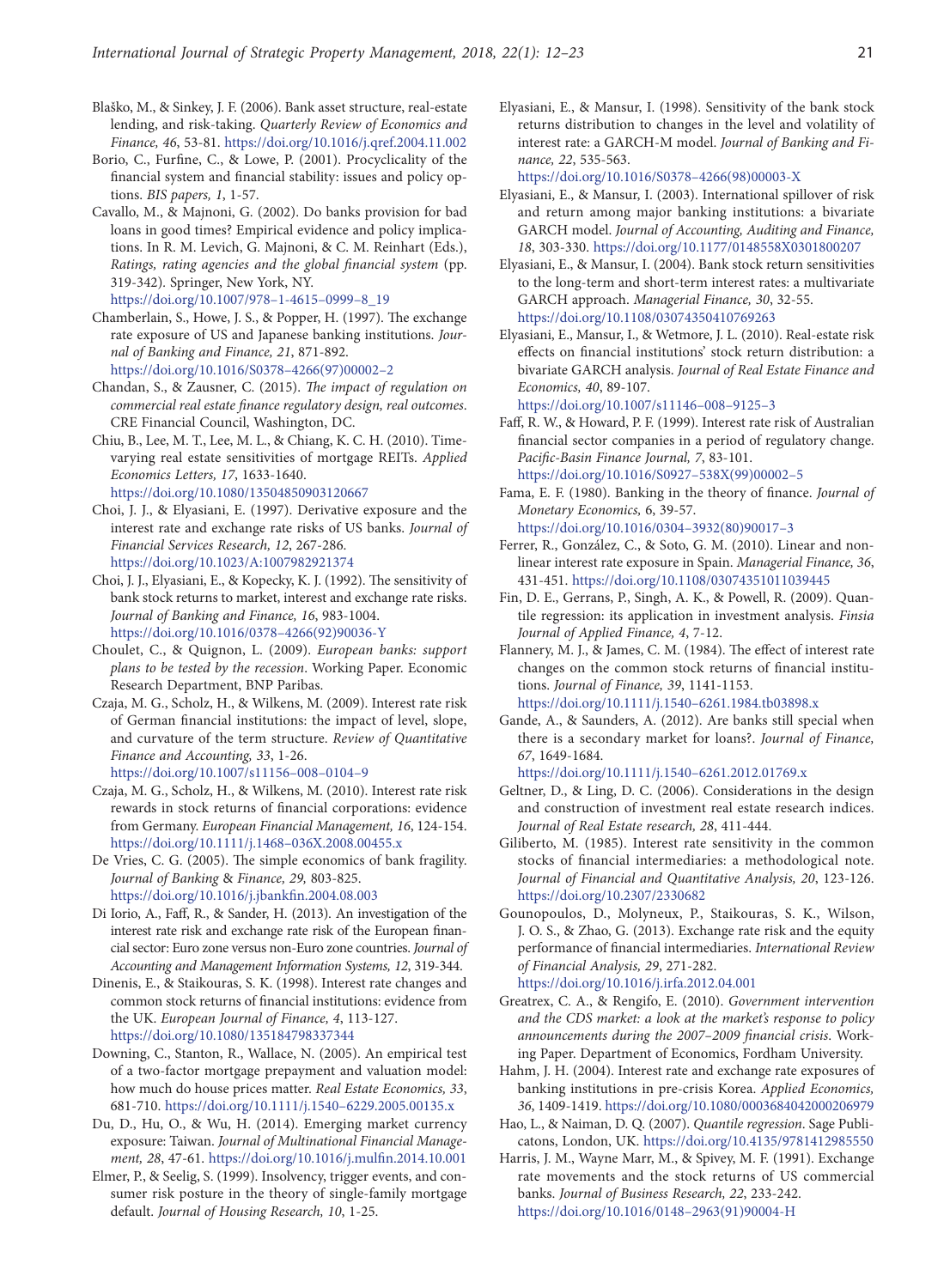Blaško, M., & Sinkey, J. F. (2006). Bank asset structure, real-estate lending, and risk-taking. *Quarterly Review of Economics and Finance, 46*, 53-81. https://doi.org/10.1016/j.qref.2004.11.002

Borio, C., Furfine, C., & Lowe, P. (2001). Procyclicality of the financial system and financial stability: issues and policy options. *BIS papers, 1*, 1-57.

Cavallo, M., & Majnoni, G. (2002). Do banks provision for bad loans in good times? Empirical evidence and policy implications. In R. M. Levich, G. Majnoni, & C. M. Reinhart (Eds.), *Ratings, rating agencies and the global financial system* (pp. 319-342). Springer, New York, NY. https://doi.org/10.1007/978-1-4615-0999-8_19

Chamberlain, S., Howe, J. S., & Popper, H. (1997). The exchange rate exposure of US and Japanese banking institutions. *Journal of Banking and Finance, 21*, 871-892. https://doi.org/10.1016/S0378-4266(97)00002-2

Chandan, S., & Zausner, C. (2015). *The impact of regulation on commercial real estate finance regulatory design, real outcomes*. CRE Financial Council, Washington, DC.

Chiu, B., Lee, M. T., Lee, M. L., & Chiang, K. C. H. (2010). Time-varying real estate sensitivities of mortgage REITs. *Applied Economics Letters, 17*, 1633-1640. https://doi.org/10.1080/13504850903120667

Choi, J. J., & Elyasiani, E. (1997). Derivative exposure and the interest rate and exchange rate risks of US banks. *Journal of Financial Services Research, 12*, 267-286. https://doi.org/10.1023/A:1007982921374

Choi, J. J., Elyasiani, E., & Kopecky, K. J. (1992). The sensitivity of bank stock returns to market, interest and exchange rate risks. *Journal of Banking and Finance, 16*, 983-1004. https://doi.org/10.1016/0378-4266(92)90036-Y

Choulet, C., & Quignon, L. (2009). *European banks: support plans to be tested by the recession*. Working Paper. Economic Research Department, BNP Paribas.

Czaja, M. G., Scholz, H., & Wilkens, M. (2009). Interest rate risk of German financial institutions: the impact of level, slope, and curvature of the term structure. *Review of Quantitative Finance and Accounting, 33*, 1-26. https://doi.org/10.1007/s11156-008-0104-9

Czaja, M. G., Scholz, H., & Wilkens, M. (2010). Interest rate risk rewards in stock returns of financial corporations: evidence from Germany. *European Financial Management, 16*, 124-154. https://doi.org/10.1111/j.1468-036X.2008.00455.x

De Vries, C. G. (2005). The simple economics of bank fragility. *Journal of Banking & Finance, 29,* 803-825. https://doi.org/10.1016/j.jbankfin.2004.08.003

Di Iorio, A., Faff, R., & Sander, H. (2013). An investigation of the interest rate risk and exchange rate risk of the European financial sector: Euro zone versus non-Euro zone countries. *Journal of Accounting and Management Information Systems, 12*, 319-344.

Dinenis, E., & Staikouras, S. K. (1998). Interest rate changes and common stock returns of financial institutions: evidence from the UK. *European Journal of Finance, 4*, 113-127. https://doi.org/10.1080/135184798337344

Downing, C., Stanton, R., Wallace, N. (2005). An empirical test of a two-factor mortgage prepayment and valuation model: how much do house prices matter. *Real Estate Economics, 33*, 681-710. https://doi.org/10.1111/j.1540-6229.2005.00135.x

Du, D., Hu, O., & Wu, H. (2014). Emerging market currency exposure: Taiwan. *Journal of Multinational Financial Management, 28*, 47-61. https://doi.org/10.1016/j.mulfin.2014.10.001

Elmer, P., & Seelig, S. (1999). Insolvency, trigger events, and consumer risk posture in the theory of single-family mortgage default. *Journal of Housing Research, 10*, 1-25.

Elyasiani, E., & Mansur, I. (1998). Sensitivity of the bank stock returns distribution to changes in the level and volatility of interest rate: a GARCH-M model. *Journal of Banking and Finance, 22*, 535-563. https://doi.org/10.1016/S0378-4266(98)00003-X

Elyasiani, E., & Mansur, I. (2003). International spillover of risk and return among major banking institutions: a bivariate GARCH model. *Journal of Accounting, Auditing and Finance, 18*, 303-330. https://doi.org/10.1177/0148558X0301800207

Elyasiani, E., & Mansur, I. (2004). Bank stock return sensitivities to the long-term and short-term interest rates: a multivariate GARCH approach. *Managerial Finance, 30*, 32-55. https://doi.org/10.1108/03074350410769263

Elyasiani, E., Mansur, I., & Wetmore, J. L. (2010). Real-estate risk effects on financial institutions' stock return distribution: a bivariate GARCH analysis. *Journal of Real Estate Finance and Economics, 40*, 89-107. https://doi.org/10.1007/s11146-008-9125-3

Faff, R. W., & Howard, P. F. (1999). Interest rate risk of Australian financial sector companies in a period of regulatory change. *Pacific-Basin Finance Journal, 7*, 83-101. https://doi.org/10.1016/S0927-538X(99)00002-5

Fama, E. F. (1980). Banking in the theory of finance. *Journal of Monetary Economics, 6*, 39-57. https://doi.org/10.1016/0304-3932(80)90017-3

Ferrer, R., González, C., & Soto, G. M. (2010). Linear and nonlinear interest rate exposure in Spain. *Managerial Finance, 36*, 431-451. https://doi.org/10.1108/03074351011039445

Fin, D. E., Gerrans, P., Singh, A. K., & Powell, R. (2009). Quantile regression: its application in investment analysis. *Finsia Journal of Applied Finance, 4*, 7-12.

Flannery, M. J., & James, C. M. (1984). The effect of interest rate changes on the common stock returns of financial institutions. *Journal of Finance, 39*, 1141-1153. https://doi.org/10.1111/j.1540-6261.1984.tb03898.x

Gande, A., & Saunders, A. (2012). Are banks still special when there is a secondary market for loans?. *Journal of Finance, 67*, 1649-1684. https://doi.org/10.1111/j.1540-6261.2012.01769.x

Geltner, D., & Ling, D. C. (2006). Considerations in the design and construction of investment real estate research indices. *Journal of Real Estate research, 28*, 411-444.

Giliberto, M. (1985). Interest rate sensitivity in the common stocks of financial intermediaries: a methodological note. *Journal of Financial and Quantitative Analysis, 20*, 123-126. https://doi.org/10.2307/2330682

Gounopoulos, D., Molyneux, P., Staikouras, S. K., Wilson, J. O. S., & Zhao, G. (2013). Exchange rate risk and the equity performance of financial intermediaries. *International Review of Financial Analysis, 29*, 271-282. https://doi.org/10.1016/j.irfa.2012.04.001

Greatrex, C. A., & Rengifo, E. (2010). *Government intervention and the CDS market: a look at the market's response to policy announcements during the 2007–2009 financial crisis*. Working Paper. Department of Economics, Fordham University.

Hahm, J. H. (2004). Interest rate and exchange rate exposures of banking institutions in pre-crisis Korea. *Applied Economics, 36*, 1409-1419. https://doi.org/10.1080/0003684042000206979

Hao, L., & Naiman, D. Q. (2007). *Quantile regression*. Sage Publicatons, London, UK. https://doi.org/10.4135/9781412985550

Harris, J. M., Wayne Marr, M., & Spivey, M. F. (1991). Exchange rate movements and the stock returns of US commercial banks. *Journal of Business Research, 22*, 233-242. https://doi.org/10.1016/0148-2963(91)90004-H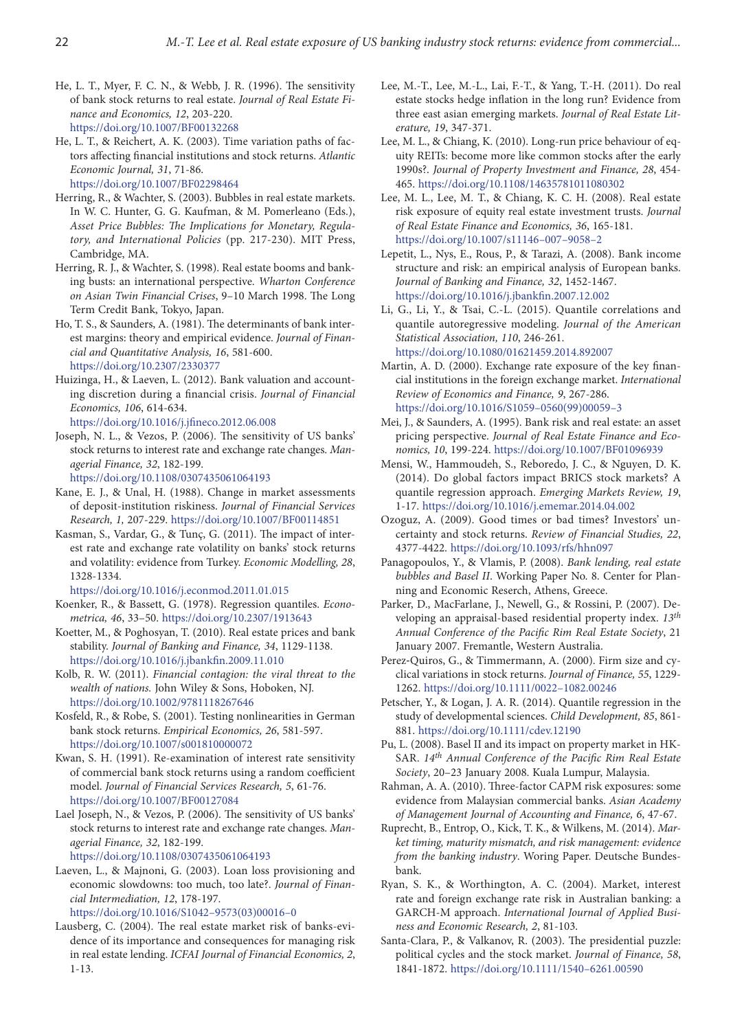He, L. T., Myer, F. C. N., & Webb, J. R. (1996). The sensitivity of bank stock returns to real estate. *Journal of Real Estate Finance and Economics, 12*, 203-220. https://doi.org/10.1007/BF00132268

He, L. T., & Reichert, A. K. (2003). Time variation paths of factors affecting financial institutions and stock returns. *Atlantic Economic Journal, 31*, 71-86. https://doi.org/10.1007/BF02298464

Herring, R., & Wachter, S. (2003). Bubbles in real estate markets. In W. C. Hunter, G. G. Kaufman, & M. Pomerleano (Eds.), *Asset Price Bubbles: The Implications for Monetary, Regulatory, and International Policies* (pp. 217-230). MIT Press, Cambridge, MA.

Herring, R. J., & Wachter, S. (1998). Real estate booms and banking busts: an international perspective. *Wharton Conference on Asian Twin Financial Crises*, 9–10 March 1998. The Long Term Credit Bank, Tokyo, Japan.

Ho, T. S., & Saunders, A. (1981). The determinants of bank interest margins: theory and empirical evidence. *Journal of Financial and Quantitative Analysis, 16*, 581-600. https://doi.org/10.2307/2330377

Huizinga, H., & Laeven, L. (2012). Bank valuation and accounting discretion during a financial crisis. *Journal of Financial Economics, 106*, 614-634. https://doi.org/10.1016/j.jfineco.2012.06.008

Joseph, N. L., & Vezos, P. (2006). The sensitivity of US banks' stock returns to interest rate and exchange rate changes. *Managerial Finance, 32*, 182-199. https://doi.org/10.1108/0307435061064193

Kane, E. J., & Unal, H. (1988). Change in market assessments of deposit-institution riskiness. *Journal of Financial Services Research, 1,* 207-229. https://doi.org/10.1007/BF00114851

Kasman, S., Vardar, G., & Tunç, G. (2011). The impact of interest rate and exchange rate volatility on banks' stock returns and volatility: evidence from Turkey. *Economic Modelling, 28*, 1328-1334. https://doi.org/10.1016/j.econmod.2011.01.015

Koenker, R., & Bassett, G. (1978). Regression quantiles. *Econometrica, 46*, 33–50. https://doi.org/10.2307/1913643

Koetter, M., & Poghosyan, T. (2010). Real estate prices and bank stability. *Journal of Banking and Finance, 34*, 1129-1138. https://doi.org/10.1016/j.jbankfin.2009.11.010

Kolb, R. W. (2011). *Financial contagion: the viral threat to the wealth of nations.* John Wiley & Sons, Hoboken, NJ. https://doi.org/10.1002/9781118267646

Kosfeld, R., & Robe, S. (2001). Testing nonlinearities in German bank stock returns. *Empirical Economics, 26*, 581-597. https://doi.org/10.1007/s001810000072

Kwan, S. H. (1991). Re-examination of interest rate sensitivity of commercial bank stock returns using a random coefficient model. *Journal of Financial Services Research, 5*, 61-76. https://doi.org/10.1007/BF00127084

Lael Joseph, N., & Vezos, P. (2006). The sensitivity of US banks' stock returns to interest rate and exchange rate changes. *Managerial Finance, 32*, 182-199. https://doi.org/10.1108/0307435061064193

Laeven, L., & Majnoni, G. (2003). Loan loss provisioning and economic slowdowns: too much, too late?. *Journal of Financial Intermediation, 12*, 178-197. https://doi.org/10.1016/S1042–9573(03)00016–0

Lausberg, C. (2004). The real estate market risk of banks-evidence of its importance and consequences for managing risk in real estate lending. *ICFAI Journal of Financial Economics, 2*, 1-13.

Lee, M.-T., Lee, M.-L., Lai, F.-T., & Yang, T.-H. (2011). Do real estate stocks hedge inflation in the long run? Evidence from three east asian emerging markets. *Journal of Real Estate Literature, 19*, 347-371.

Lee, M. L., & Chiang, K. (2010). Long-run price behaviour of equity REITs: become more like common stocks after the early 1990s?. *Journal of Property Investment and Finance, 28*, 454-465. https://doi.org/10.1108/14635781011080302

Lee, M. L., Lee, M. T., & Chiang, K. C. H. (2008). Real estate risk exposure of equity real estate investment trusts. *Journal of Real Estate Finance and Economics, 36*, 165-181. https://doi.org/10.1007/s11146–007–9058–2

Lepetit, L., Nys, E., Rous, P., & Tarazi, A. (2008). Bank income structure and risk: an empirical analysis of European banks. *Journal of Banking and Finance, 32*, 1452-1467. https://doi.org/10.1016/j.jbankfin.2007.12.002

Li, G., Li, Y., & Tsai, C.-L. (2015). Quantile correlations and quantile autoregressive modeling. *Journal of the American Statistical Association, 110*, 246-261. https://doi.org/10.1080/01621459.2014.892007

Martin, A. D. (2000). Exchange rate exposure of the key financial institutions in the foreign exchange market. *International Review of Economics and Finance, 9*, 267-286. https://doi.org/10.1016/S1059–0560(99)00059–3

Mei, J., & Saunders, A. (1995). Bank risk and real estate: an asset pricing perspective. *Journal of Real Estate Finance and Economics, 10*, 199-224. https://doi.org/10.1007/BF01096939

Mensi, W., Hammoudeh, S., Reboredo, J. C., & Nguyen, D. K. (2014). Do global factors impact BRICS stock markets? A quantile regression approach. *Emerging Markets Review, 19*, 1-17. https://doi.org/10.1016/j.ememar.2014.04.002

Ozoguz, A. (2009). Good times or bad times? Investors' uncertainty and stock returns. *Review of Financial Studies, 22*, 4377-4422. https://doi.org/10.1093/rfs/hhn097

Panagopoulos, Y., & Vlamis, P. (2008). *Bank lending, real estate bubbles and Basel II*. Working Paper No. 8. Center for Planning and Economic Reserch, Athens, Greece.

Parker, D., MacFarlane, J., Newell, G., & Rossini, P. (2007). Developing an appraisal-based residential property index. *13th Annual Conference of the Pacific Rim Real Estate Society*, 21 January 2007. Fremantle, Western Australia.

Perez-Quiros, G., & Timmermann, A. (2000). Firm size and cyclical variations in stock returns. *Journal of Finance, 55*, 1229-1262. https://doi.org/10.1111/0022–1082.00246

Petscher, Y., & Logan, J. A. R. (2014). Quantile regression in the study of developmental sciences. *Child Development, 85*, 861-881. https://doi.org/10.1111/cdev.12190

Pu, L. (2008). Basel II and its impact on property market in HKSAR. *14th Annual Conference of the Pacific Rim Real Estate Society*, 20–23 January 2008. Kuala Lumpur, Malaysia.

Rahman, A. A. (2010). Three-factor CAPM risk exposures: some evidence from Malaysian commercial banks. *Asian Academy of Management Journal of Accounting and Finance, 6*, 47-67.

Ruprecht, B., Entrop, O., Kick, T. K., & Wilkens, M. (2014). *Market timing, maturity mismatch, and risk management: evidence from the banking industry*. Woring Paper. Deutsche Bundesbank.

Ryan, S. K., & Worthington, A. C. (2004). Market, interest rate and foreign exchange rate risk in Australian banking: a GARCH-M approach. *International Journal of Applied Business and Economic Research, 2*, 81-103.

Santa-Clara, P., & Valkanov, R. (2003). The presidential puzzle: political cycles and the stock market. *Journal of Finance, 58*, 1841-1872. https://doi.org/10.1111/1540–6261.00590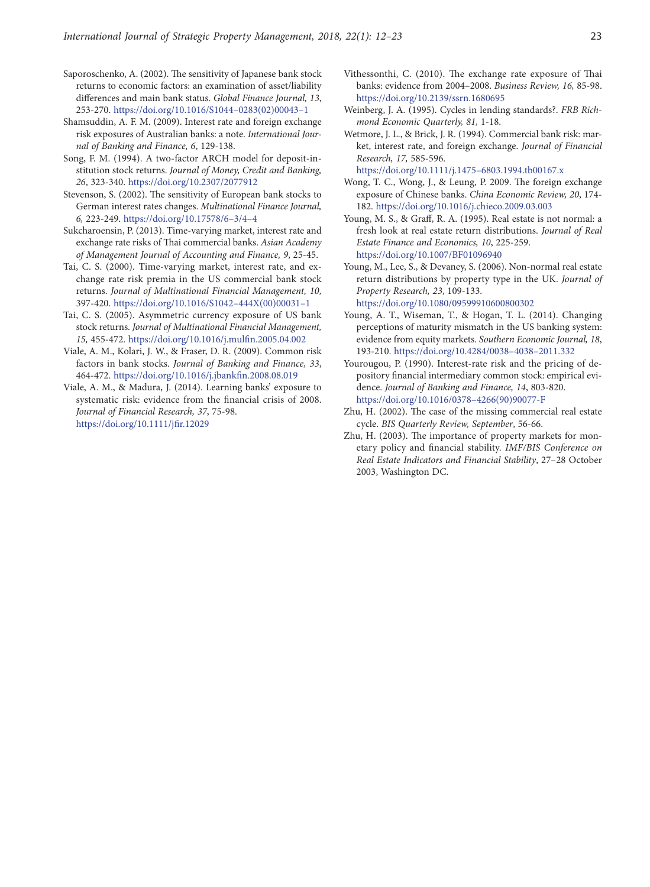Saporoschenko, A. (2002). The sensitivity of Japanese bank stock returns to economic factors: an examination of asset/liability differences and main bank status. *Global Finance Journal, 13*, 253-270. https://doi.org/10.1016/S1044–0283(02)00043–1

Shamsuddin, A. F. M. (2009). Interest rate and foreign exchange risk exposures of Australian banks: a note. *International Journal of Banking and Finance, 6*, 129-138.

Song, F. M. (1994). A two-factor ARCH model for deposit-institution stock returns. *Journal of Money, Credit and Banking, 26*, 323-340. https://doi.org/10.2307/2077912

Stevenson, S. (2002). The sensitivity of European bank stocks to German interest rates changes. *Multinational Finance Journal, 6,* 223-249. https://doi.org/10.17578/6–3/4–4

Sukcharoensin, P. (2013). Time-varying market, interest rate and exchange rate risks of Thai commercial banks. *Asian Academy of Management Journal of Accounting and Finance, 9*, 25-45.

Tai, C. S. (2000). Time-varying market, interest rate, and exchange rate risk premia in the US commercial bank stock returns. *Journal of Multinational Financial Management, 10,* 397-420. https://doi.org/10.1016/S1042–444X(00)00031–1

Tai, C. S. (2005). Asymmetric currency exposure of US bank stock returns. *Journal of Multinational Financial Management, 15,* 455-472. https://doi.org/10.1016/j.mulfin.2005.04.002

Viale, A. M., Kolari, J. W., & Fraser, D. R. (2009). Common risk factors in bank stocks. *Journal of Banking and Finance, 33*, 464-472. https://doi.org/10.1016/j.jbankfin.2008.08.019

Viale, A. M., & Madura, J. (2014). Learning banks' exposure to systematic risk: evidence from the financial crisis of 2008. *Journal of Financial Research, 37*, 75-98. https://doi.org/10.1111/jfir.12029

Vithessonthi, C. (2010). The exchange rate exposure of Thai banks: evidence from 2004–2008. *Business Review, 16,* 85-98. https://doi.org/10.2139/ssrn.1680695

Weinberg, J. A. (1995). Cycles in lending standards?. *FRB Richmond Economic Quarterly, 81,* 1-18.

Wetmore, J. L., & Brick, J. R. (1994). Commercial bank risk: market, interest rate, and foreign exchange. *Journal of Financial Research, 17,* 585-596. https://doi.org/10.1111/j.1475–6803.1994.tb00167.x

Wong, T. C., Wong, J., & Leung, P. 2009. The foreign exchange exposure of Chinese banks. *China Economic Review, 20*, 174-182. https://doi.org/10.1016/j.chieco.2009.03.003

Young, M. S., & Graff, R. A. (1995). Real estate is not normal: a fresh look at real estate return distributions. *Journal of Real Estate Finance and Economics, 10*, 225-259. https://doi.org/10.1007/BF01096940

Young, M., Lee, S., & Devaney, S. (2006). Non-normal real estate return distributions by property type in the UK. *Journal of Property Research, 23*, 109-133. https://doi.org/10.1080/09599910600800302

Young, A. T., Wiseman, T., & Hogan, T. L. (2014). Changing perceptions of maturity mismatch in the US banking system: evidence from equity markets. *Southern Economic Journal, 18*, 193-210. https://doi.org/10.4284/0038–4038–2011.332

Yourougou, P. (1990). Interest-rate risk and the pricing of depository financial intermediary common stock: empirical evidence. *Journal of Banking and Finance, 14*, 803-820. https://doi.org/10.1016/0378–4266(90)90077-F

Zhu, H. (2002). The case of the missing commercial real estate cycle. *BIS Quarterly Review, September*, 56-66.

Zhu, H. (2003). The importance of property markets for monetary policy and financial stability. *IMF/BIS Conference on Real Estate Indicators and Financial Stability*, 27–28 October 2003, Washington DC.